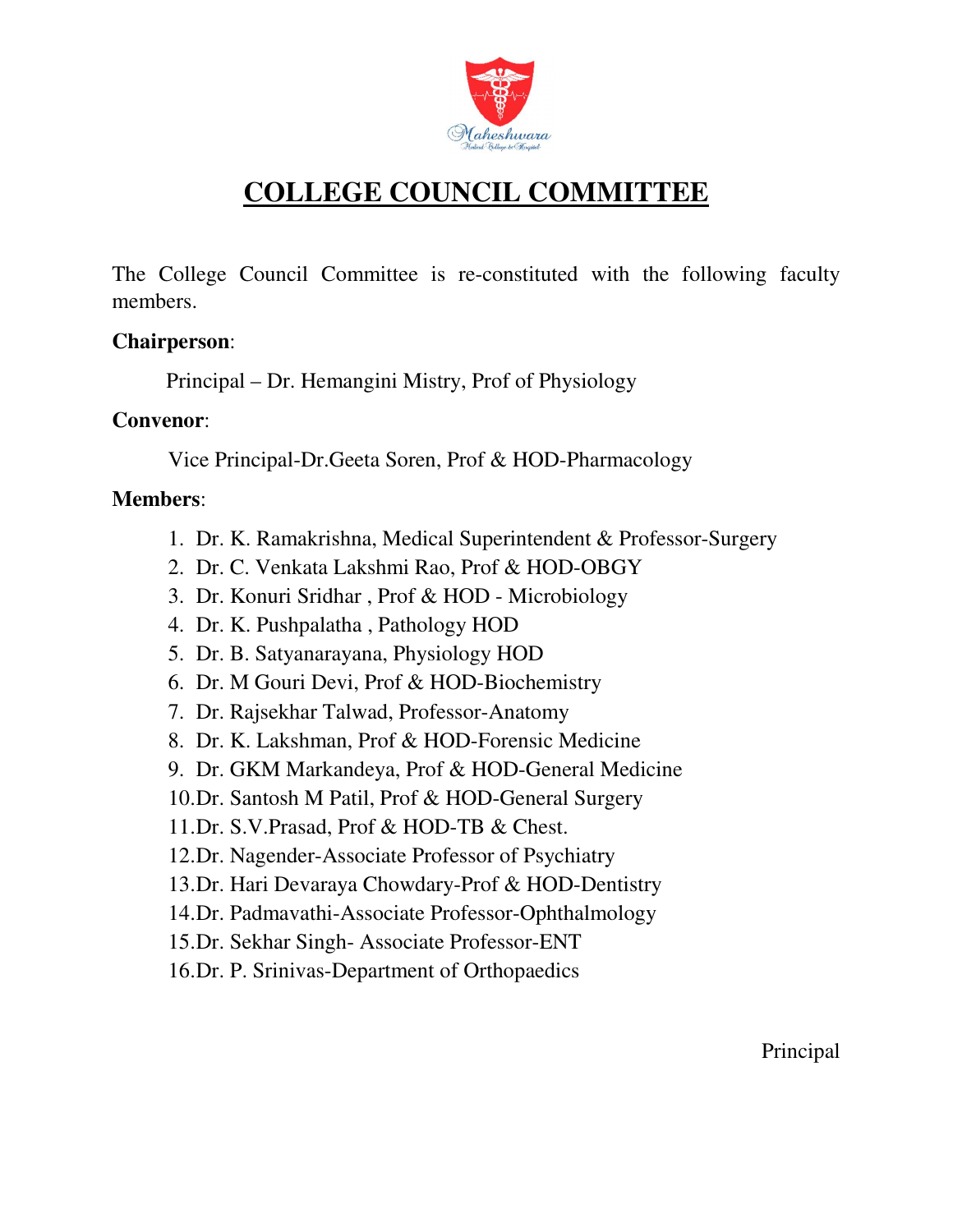# COLLEGE COUNCIL COMMITTEE

The College Council Committee is re-constituted with the following faculty members.

**Chairperson**:

Principal – Dr. Hemangini Mistry, Prof of Physiology

**Convenor**:

Vice Principal-Dr.Geeta Soren, Prof & HOD-Pharmacology

**Members**:

1. Dr. K. Ramakrishna, Medical Superintendent & Professor-Surgery
2. Dr. C. Venkata Lakshmi Rao, Prof & HOD-OBGY
3. Dr. Konuri Sridhar , Prof & HOD - Microbiology
4. Dr. K. Pushpalatha , Pathology HOD
5. Dr. B. Satyanarayana, Physiology HOD
6. Dr. M Gouri Devi, Prof & HOD-Biochemistry
7. Dr. Rajsekhar Talwad, Professor-Anatomy
8. Dr. K. Lakshman, Prof & HOD-Forensic Medicine
9. Dr. GKM Markandeya, Prof & HOD-General Medicine
10. Dr. Santosh M Patil, Prof & HOD-General Surgery
11. Dr. S.V.Prasad, Prof & HOD-TB & Chest.
12. Dr. Nagender-Associate Professor of Psychiatry
13. Dr. Hari Devaraya Chowdary-Prof & HOD-Dentistry
14. Dr. Padmavathi-Associate Professor-Ophthalmology
15. Dr. Sekhar Singh- Associate Professor-ENT
16. Dr. P. Srinivas-Department of Orthopaedics

Principal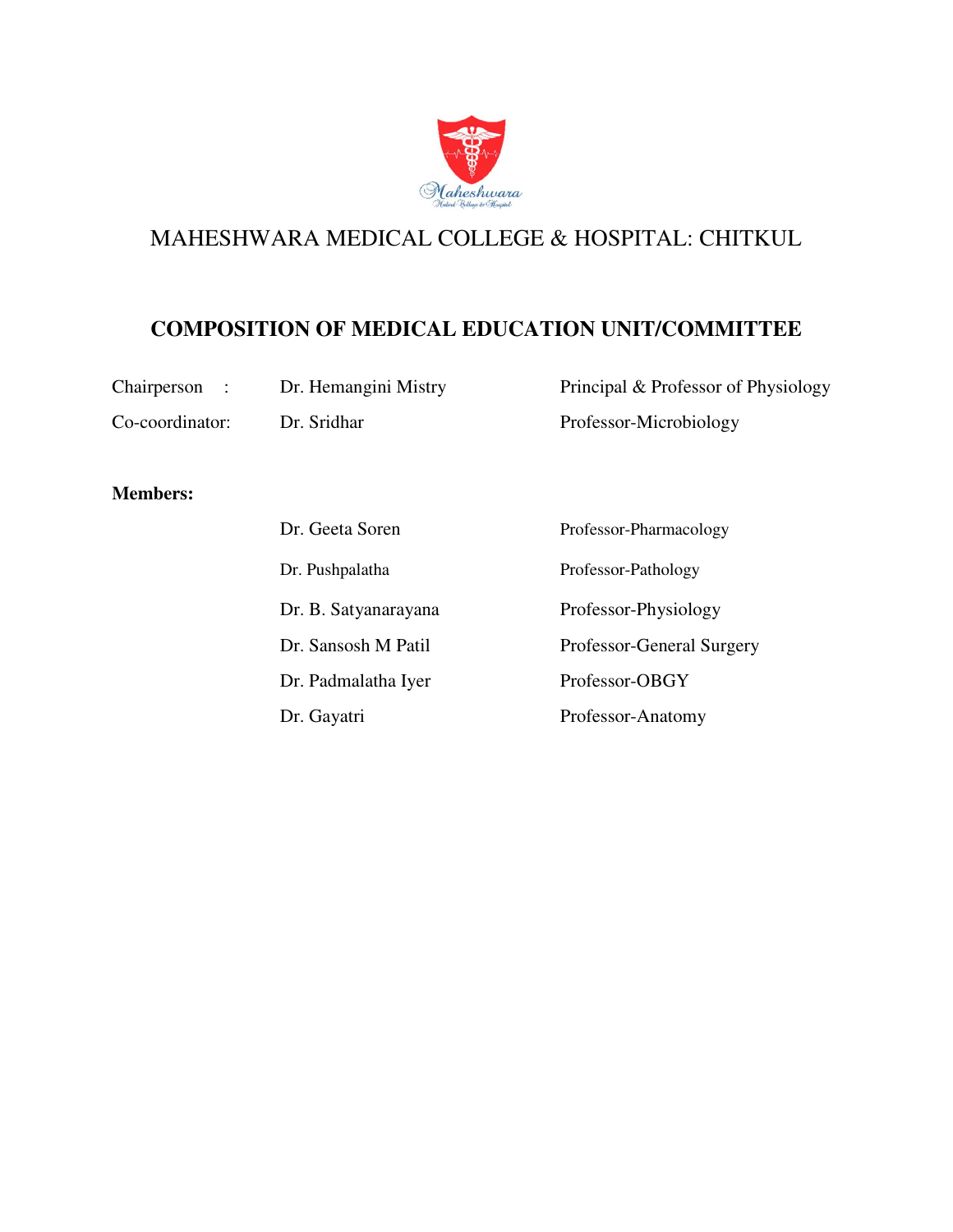MAHESHWARA MEDICAL COLLEGE & HOSPITAL: CHITKUL

## COMPOSITION OF MEDICAL EDUCATION UNIT/COMMITTEE

| | | |
|---|---|---|
| Chairperson : | Dr. Hemangini Mistry | Principal & Professor of Physiology |
| Co-coordinator: | Dr. Sridhar | Professor-Microbiology |

**Members:**

| | |
|---|---|
| Dr. Geeta Soren | Professor-Pharmacology |
| Dr. Pushpalatha | Professor-Pathology |
| Dr. B. Satyanarayana | Professor-Physiology |
| Dr. Sansosh M Patil | Professor-General Surgery |
| Dr. Padmalatha Iyer | Professor-OBGY |
| Dr. Gayatri | Professor-Anatomy |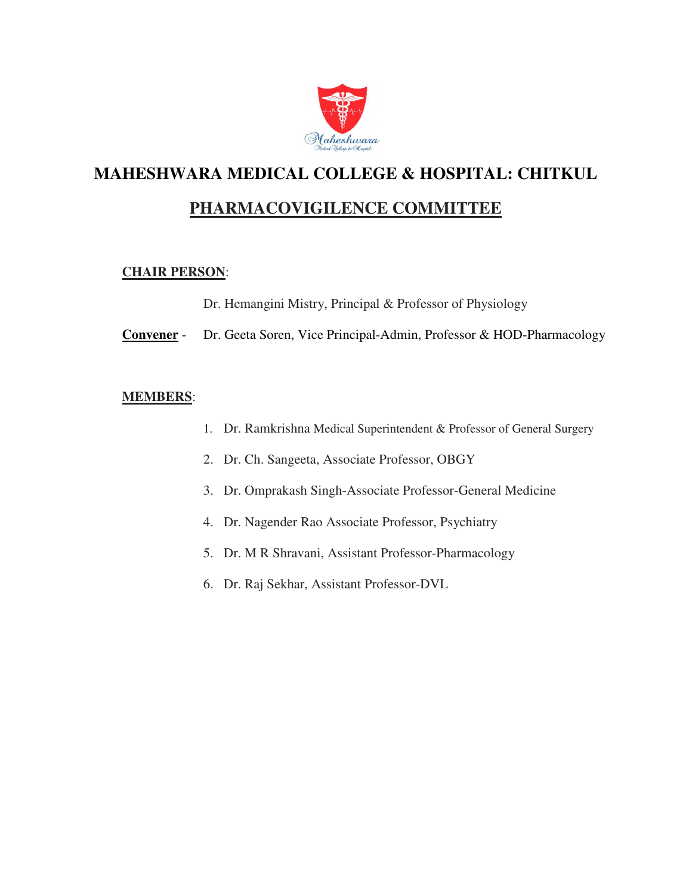# MAHESHWARA MEDICAL COLLEGE & HOSPITAL: CHITKUL

## PHARMACOVIGILENCE COMMITTEE

**CHAIR PERSON**:

Dr. Hemangini Mistry, Principal & Professor of Physiology

**Convener** - Dr. Geeta Soren, Vice Principal-Admin, Professor & HOD-Pharmacology

**MEMBERS**:

1. Dr. Ramkrishna Medical Superintendent & Professor of General Surgery
2. Dr. Ch. Sangeeta, Associate Professor, OBGY
3. Dr. Omprakash Singh-Associate Professor-General Medicine
4. Dr. Nagender Rao Associate Professor, Psychiatry
5. Dr. M R Shravani, Assistant Professor-Pharmacology
6. Dr. Raj Sekhar, Assistant Professor-DVL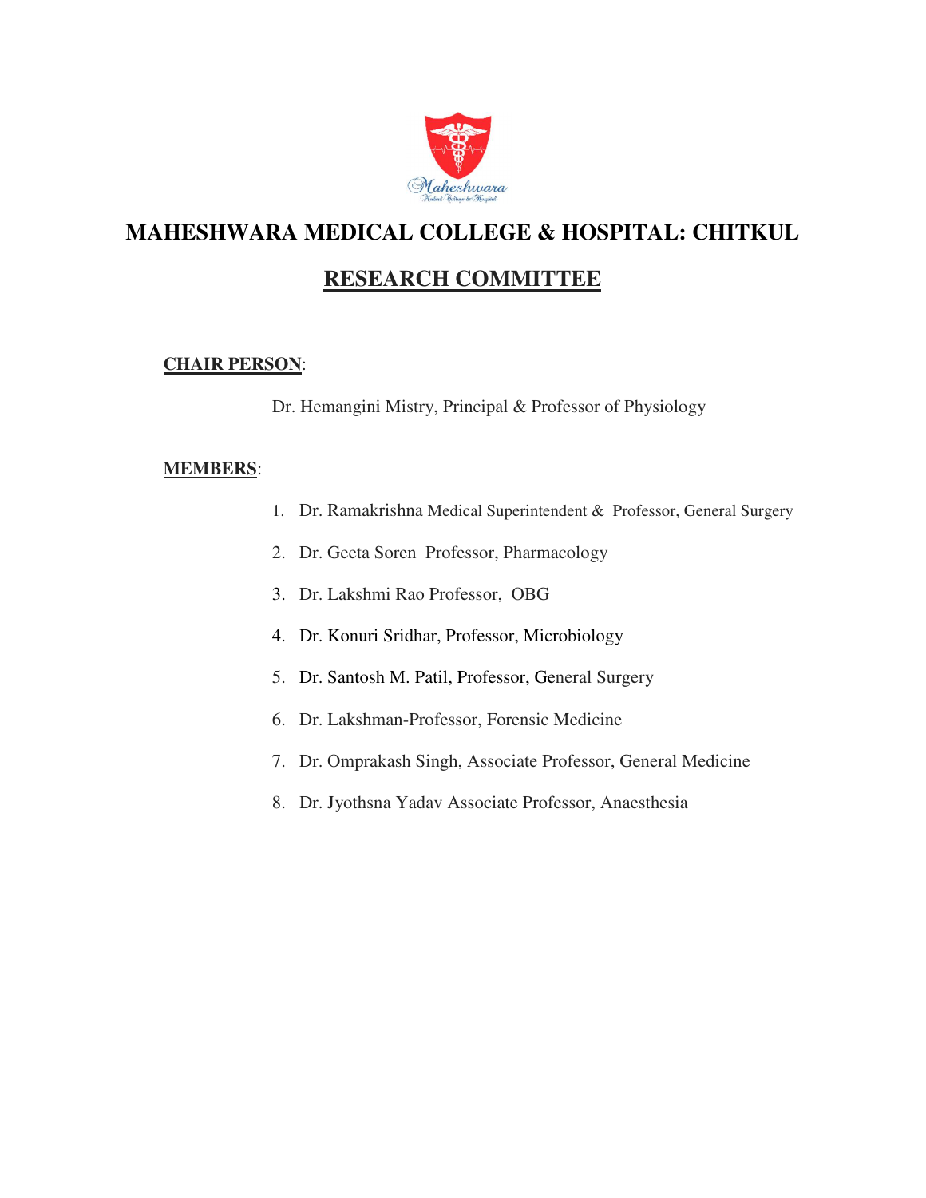# MAHESHWARA MEDICAL COLLEGE & HOSPITAL: CHITKUL

## RESEARCH COMMITTEE

**CHAIR PERSON**:

Dr. Hemangini Mistry, Principal & Professor of Physiology

**MEMBERS**:

1. Dr. Ramakrishna Medical Superintendent & Professor, General Surgery
2. Dr. Geeta Soren Professor, Pharmacology
3. Dr. Lakshmi Rao Professor, OBG
4. Dr. Konuri Sridhar, Professor, Microbiology
5. Dr. Santosh M. Patil, Professor, General Surgery
6. Dr. Lakshman-Professor, Forensic Medicine
7. Dr. Omprakash Singh, Associate Professor, General Medicine
8. Dr. Jyothsna Yadav Associate Professor, Anaesthesia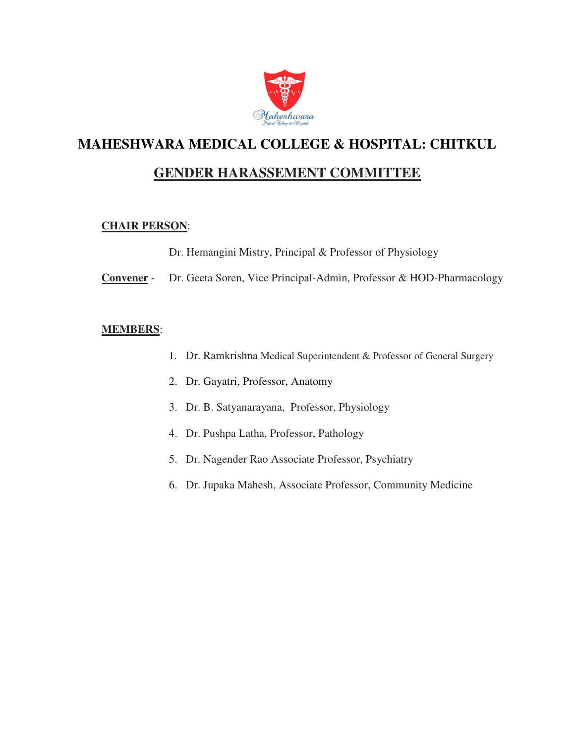# MAHESHWARA MEDICAL COLLEGE & HOSPITAL: CHITKUL

## GENDER HARASSEMENT COMMITTEE

**CHAIR PERSON**:

Dr. Hemangini Mistry, Principal & Professor of Physiology

**Convener** - Dr. Geeta Soren, Vice Principal-Admin, Professor & HOD-Pharmacology

**MEMBERS**:

1. Dr. Ramkrishna Medical Superintendent & Professor of General Surgery
2. Dr. Gayatri, Professor, Anatomy
3. Dr. B. Satyanarayana, Professor, Physiology
4. Dr. Pushpa Latha, Professor, Pathology
5. Dr. Nagender Rao Associate Professor, Psychiatry
6. Dr. Jupaka Mahesh, Associate Professor, Community Medicine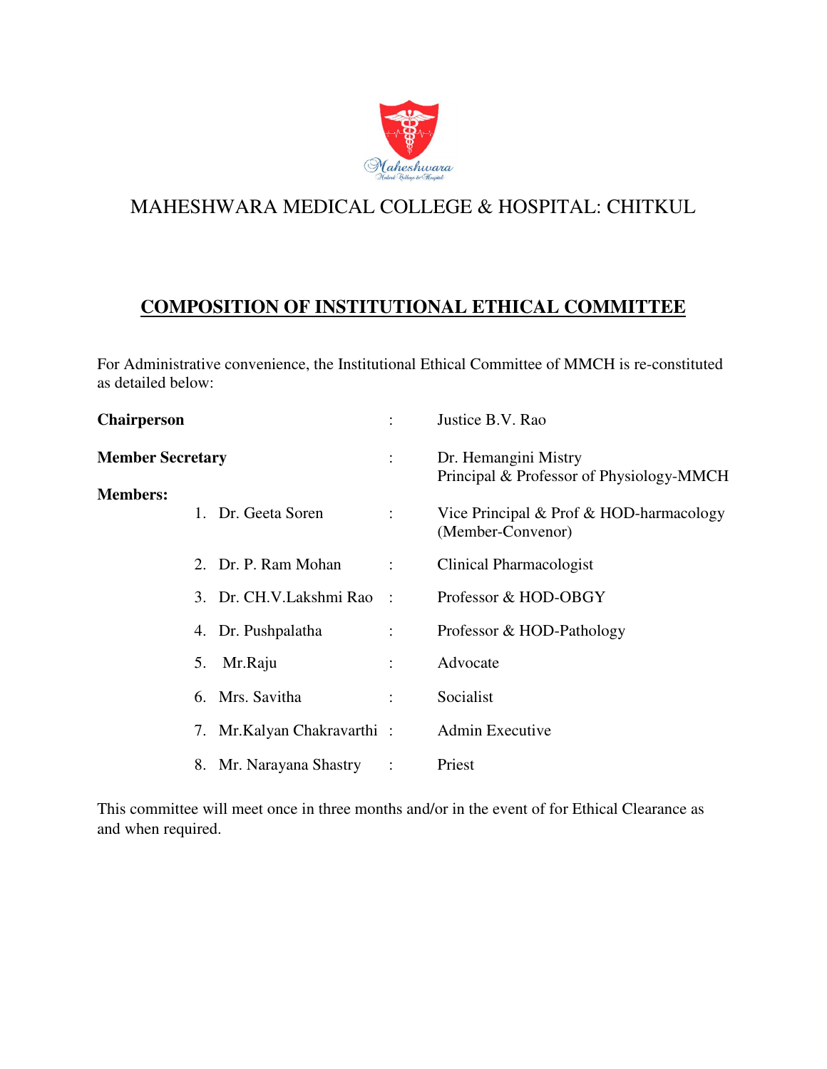# MAHESHWARA MEDICAL COLLEGE & HOSPITAL: CHITKUL

## COMPOSITION OF INSTITUTIONAL ETHICAL COMMITTEE

For Administrative convenience, the Institutional Ethical Committee of MMCH is re-constituted as detailed below:

**Chairperson** : Justice B.V. Rao

**Member Secretary** : Dr. Hemangini Mistry
Principal & Professor of Physiology-MMCH

**Members:**

1. Dr. Geeta Soren : Vice Principal & Prof & HOD-harmacology (Member-Convenor)
2. Dr. P. Ram Mohan : Clinical Pharmacologist
3. Dr. CH.V.Lakshmi Rao : Professor & HOD-OBGY
4. Dr. Pushpalatha : Professor & HOD-Pathology
5. Mr.Raju : Advocate
6. Mrs. Savitha : Socialist
7. Mr.Kalyan Chakravarthi : Admin Executive
8. Mr. Narayana Shastry : Priest

This committee will meet once in three months and/or in the event of for Ethical Clearance as and when required.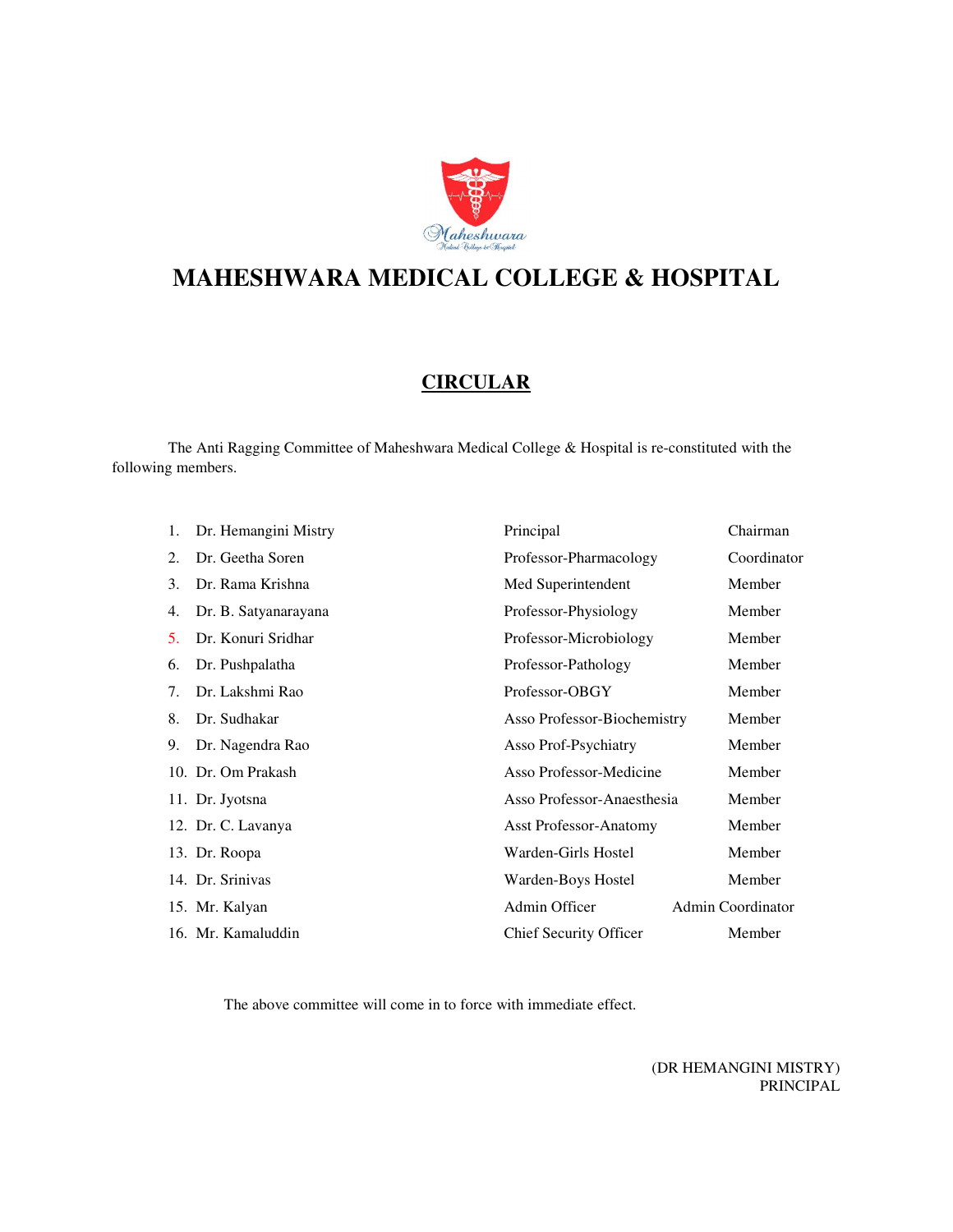# MAHESHWARA MEDICAL COLLEGE & HOSPITAL

## CIRCULAR

The Anti Ragging Committee of Maheshwara Medical College & Hospital is re-constituted with the following members.

| No. | Name | Designation | Role |
|---|---|---|---|
| 1. | Dr. Hemangini Mistry | Principal | Chairman |
| 2. | Dr. Geetha Soren | Professor-Pharmacology | Coordinator |
| 3. | Dr. Rama Krishna | Med Superintendent | Member |
| 4. | Dr. B. Satyanarayana | Professor-Physiology | Member |
| 5. | Dr. Konuri Sridhar | Professor-Microbiology | Member |
| 6. | Dr. Pushpalatha | Professor-Pathology | Member |
| 7. | Dr. Lakshmi Rao | Professor-OBGY | Member |
| 8. | Dr. Sudhakar | Asso Professor-Biochemistry | Member |
| 9. | Dr. Nagendra Rao | Asso Prof-Psychiatry | Member |
| 10. | Dr. Om Prakash | Asso Professor-Medicine | Member |
| 11. | Dr. Jyotsna | Asso Professor-Anaesthesia | Member |
| 12. | Dr. C. Lavanya | Asst Professor-Anatomy | Member |
| 13. | Dr. Roopa | Warden-Girls Hostel | Member |
| 14. | Dr. Srinivas | Warden-Boys Hostel | Member |
| 15. | Mr. Kalyan | Admin Officer | Admin Coordinator |
| 16. | Mr. Kamaluddin | Chief Security Officer | Member |

The above committee will come in to force with immediate effect.

(DR HEMANGINI MISTRY)
PRINCIPAL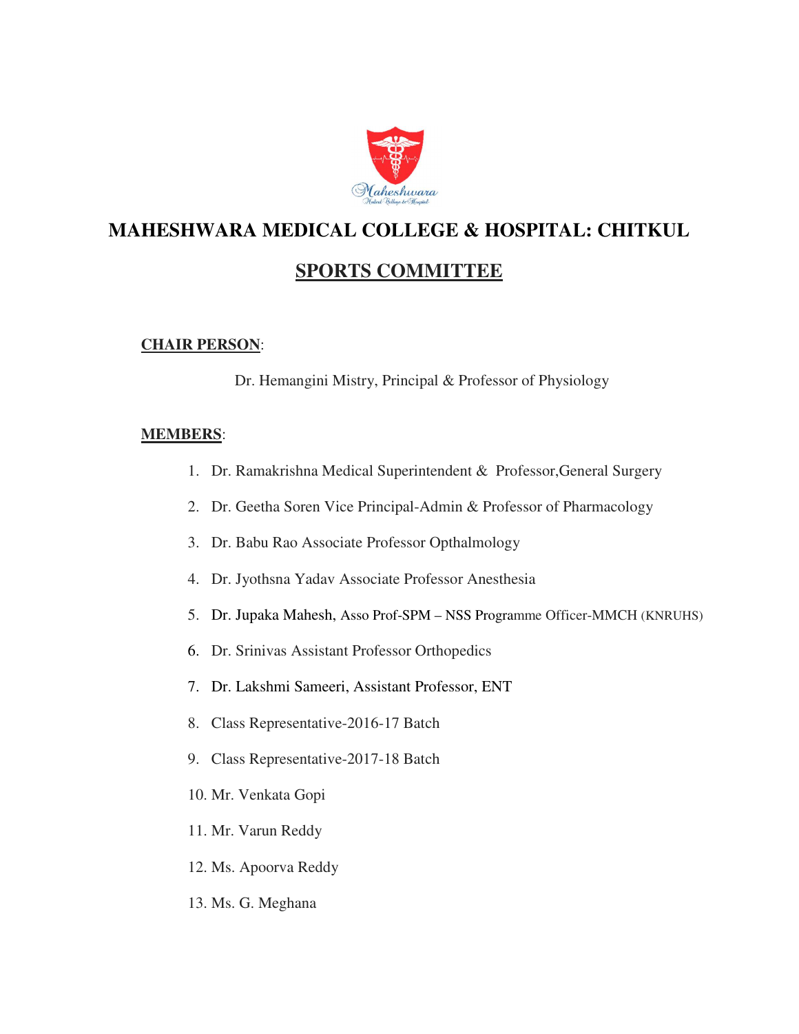# MAHESHWARA MEDICAL COLLEGE & HOSPITAL: CHITKUL

## SPORTS COMMITTEE

**CHAIR PERSON**:

Dr. Hemangini Mistry, Principal & Professor of Physiology

**MEMBERS**:

1. Dr. Ramakrishna Medical Superintendent & Professor,General Surgery
2. Dr. Geetha Soren Vice Principal-Admin & Professor of Pharmacology
3. Dr. Babu Rao Associate Professor Opthalmology
4. Dr. Jyothsna Yadav Associate Professor Anesthesia
5. Dr. Jupaka Mahesh, Asso Prof-SPM – NSS Programme Officer-MMCH (KNRUHS)
6. Dr. Srinivas Assistant Professor Orthopedics
7. Dr. Lakshmi Sameeri, Assistant Professor, ENT
8. Class Representative-2016-17 Batch
9. Class Representative-2017-18 Batch
10. Mr. Venkata Gopi
11. Mr. Varun Reddy
12. Ms. Apoorva Reddy
13. Ms. G. Meghana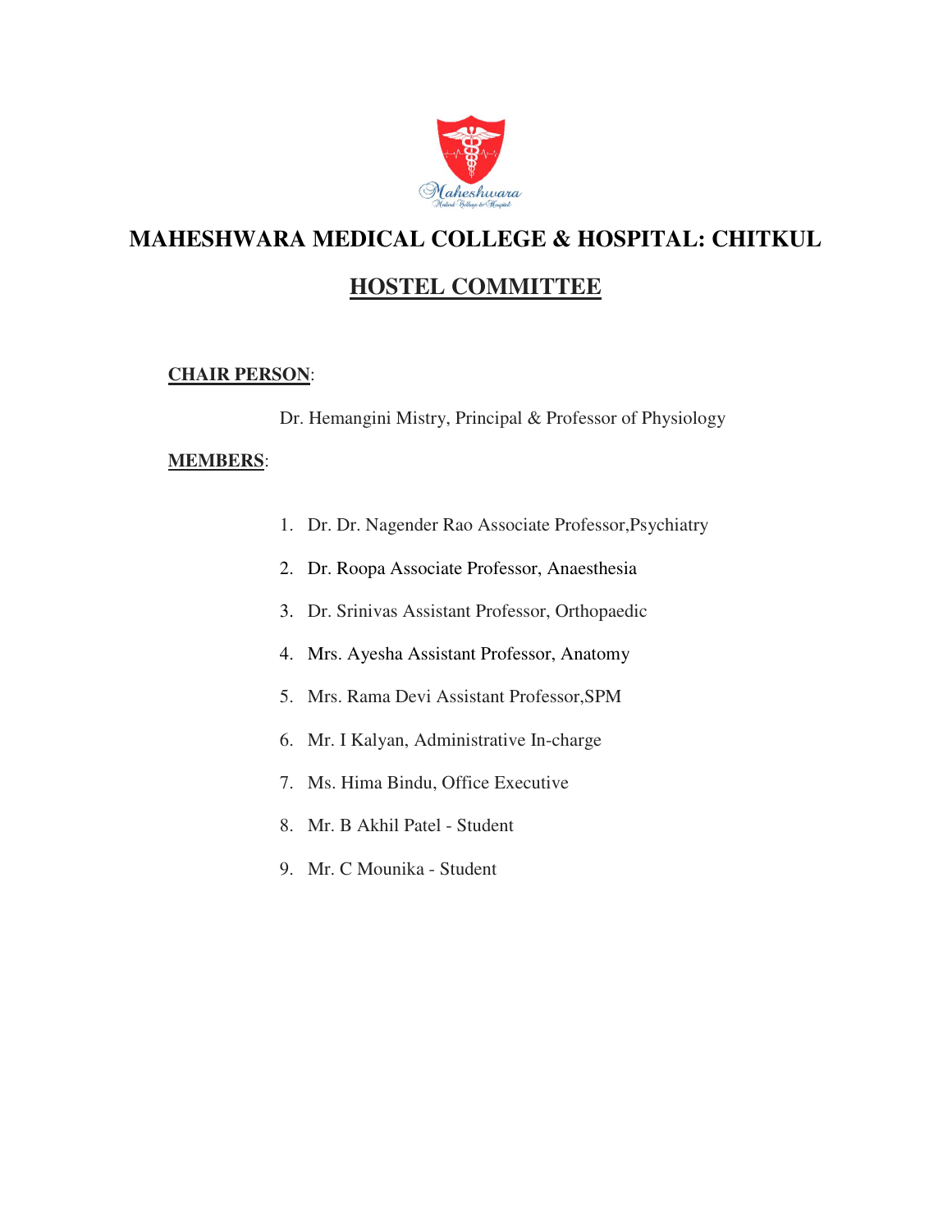# MAHESHWARA MEDICAL COLLEGE & HOSPITAL: CHITKUL

## HOSTEL COMMITTEE

**CHAIR PERSON**:

Dr. Hemangini Mistry, Principal & Professor of Physiology

**MEMBERS**:

1. Dr. Dr. Nagender Rao Associate Professor,Psychiatry
2. Dr. Roopa Associate Professor, Anaesthesia
3. Dr. Srinivas Assistant Professor, Orthopaedic
4. Mrs. Ayesha Assistant Professor, Anatomy
5. Mrs. Rama Devi Assistant Professor,SPM
6. Mr. I Kalyan, Administrative In-charge
7. Ms. Hima Bindu, Office Executive
8. Mr. B Akhil Patel - Student
9. Mr. C Mounika - Student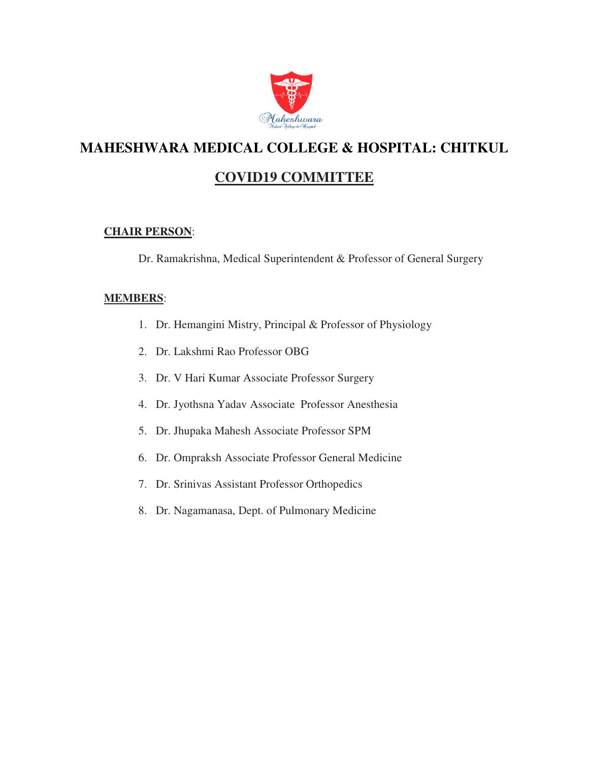# MAHESHWARA MEDICAL COLLEGE & HOSPITAL: CHITKUL

## COVID19 COMMITTEE

**CHAIR PERSON**:

Dr. Ramakrishna, Medical Superintendent & Professor of General Surgery

**MEMBERS**:

1. Dr. Hemangini Mistry, Principal & Professor of Physiology
2. Dr. Lakshmi Rao Professor OBG
3. Dr. V Hari Kumar Associate Professor Surgery
4. Dr. Jyothsna Yadav Associate Professor Anesthesia
5. Dr. Jhupaka Mahesh Associate Professor SPM
6. Dr. Ompraksh Associate Professor General Medicine
7. Dr. Srinivas Assistant Professor Orthopedics
8. Dr. Nagamanasa, Dept. of Pulmonary Medicine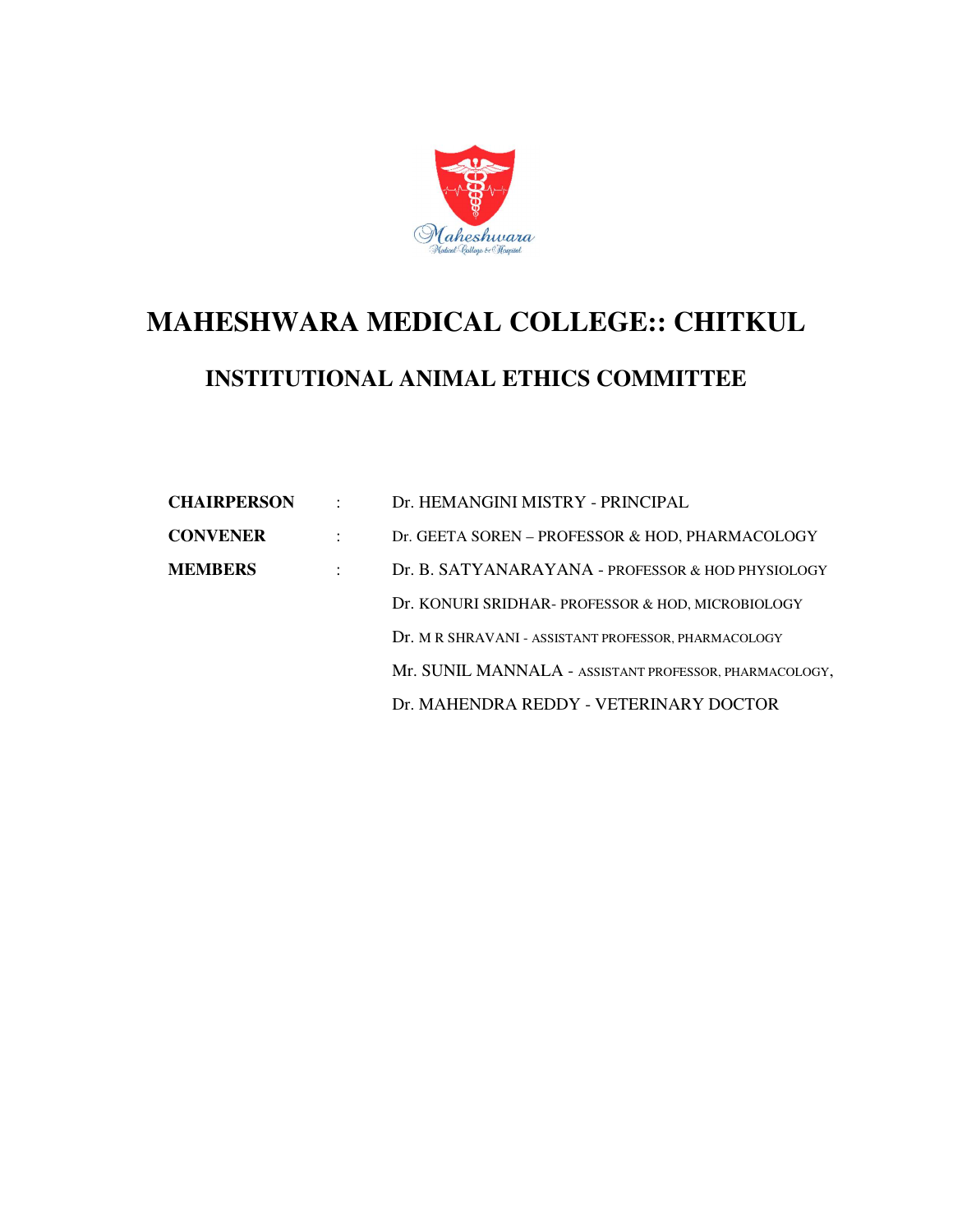# MAHESHWARA MEDICAL COLLEGE:: CHITKUL

## INSTITUTIONAL ANIMAL ETHICS COMMITTEE

| | | |
|---|---|---|
| **CHAIRPERSON** | : | Dr. HEMANGINI MISTRY - PRINCIPAL |
| **CONVENER** | : | Dr. GEETA SOREN – PROFESSOR & HOD, PHARMACOLOGY |
| **MEMBERS** | : | Dr. B. SATYANARAYANA - PROFESSOR & HOD PHYSIOLOGY |
| | | Dr. KONURI SRIDHAR- PROFESSOR & HOD, MICROBIOLOGY |
| | | Dr. M R SHRAVANI - ASSISTANT PROFESSOR, PHARMACOLOGY |
| | | Mr. SUNIL MANNALA - ASSISTANT PROFESSOR, PHARMACOLOGY, |
| | | Dr. MAHENDRA REDDY - VETERINARY DOCTOR |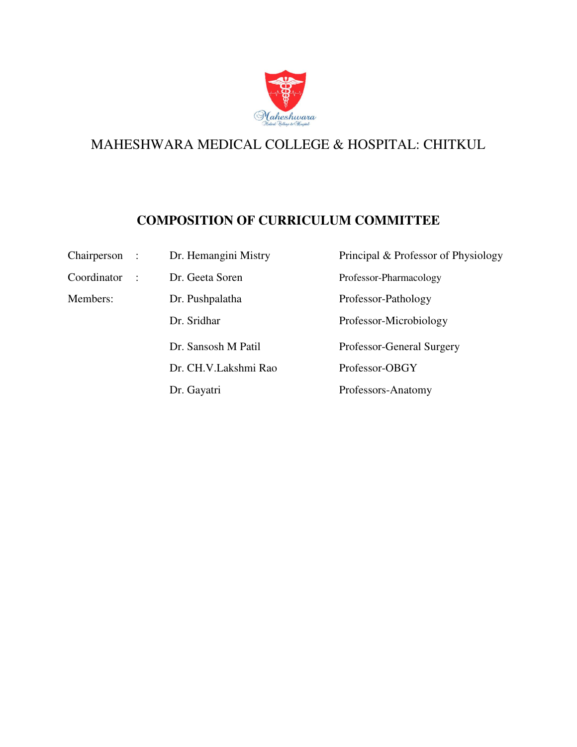MAHESHWARA MEDICAL COLLEGE & HOSPITAL: CHITKUL

## COMPOSITION OF CURRICULUM COMMITTEE

| | | | |
|---|---|---|---|
| Chairperson | : | Dr. Hemangini Mistry | Principal & Professor of Physiology |
| Coordinator | : | Dr. Geeta Soren | Professor-Pharmacology |
| Members: | | Dr. Pushpalatha | Professor-Pathology |
| | | Dr. Sridhar | Professor-Microbiology |
| | | Dr. Sansosh M Patil | Professor-General Surgery |
| | | Dr. CH.V.Lakshmi Rao | Professor-OBGY |
| | | Dr. Gayatri | Professors-Anatomy |